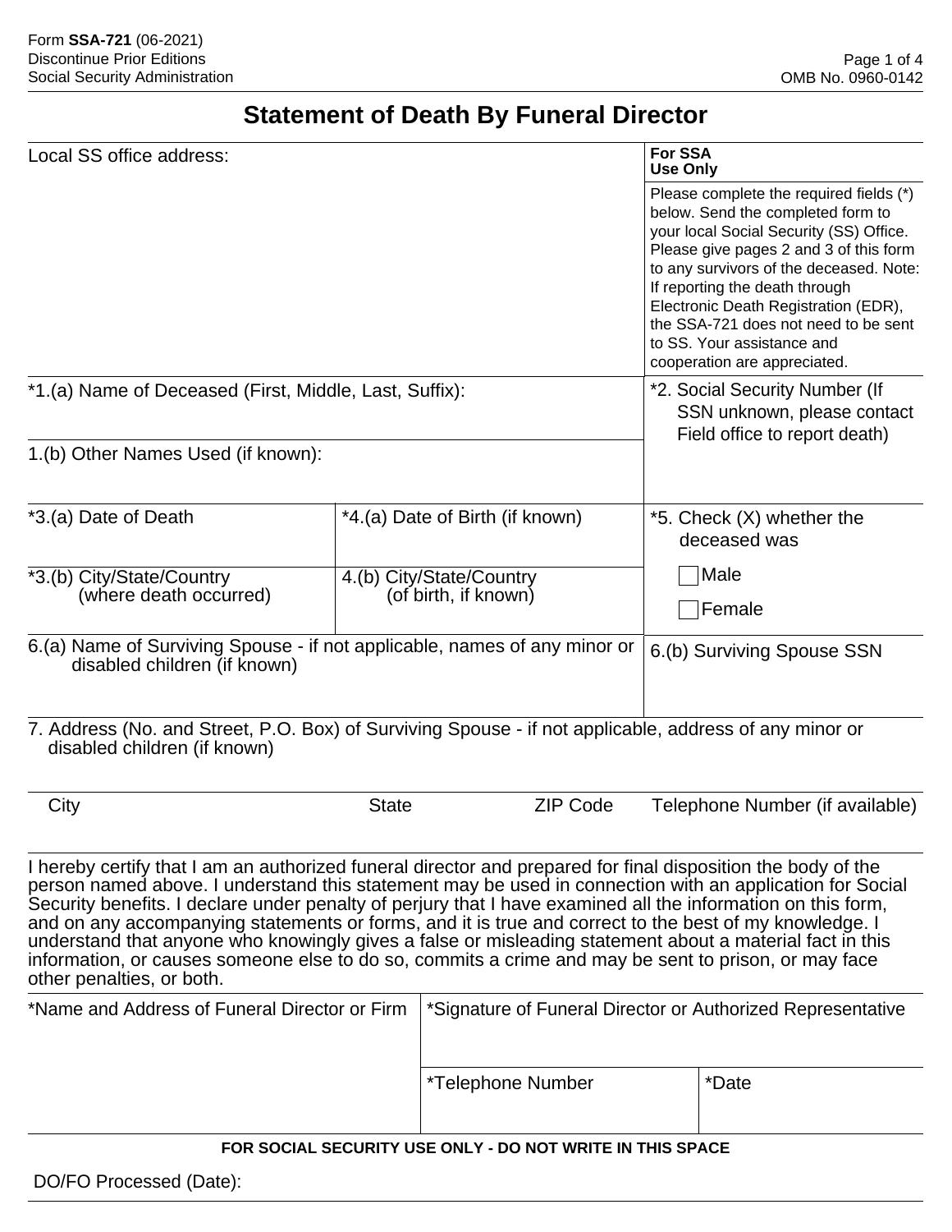Form **SSA-721** (06-2021)
Discontinue Prior Editions
Social Security Administration

OMB No. 0960-0142

# Statement of Death By Funeral Director

| Local SS office address: | **For SSA Use Only** |
|---|---|
| | Please complete the required fields (*) below. Send the completed form to your local Social Security (SS) Office. Please give pages 2 and 3 of this form to any survivors of the deceased. Note: If reporting the death through Electronic Death Registration (EDR), the SSA-721 does not need to be sent to SS. Your assistance and cooperation are appreciated. |

| *1.(a) Name of Deceased (First, Middle, Last, Suffix): | *2. Social Security Number (If SSN unknown, please contact Field office to report death) |
|---|---|
| 1.(b) Other Names Used (if known): | |

| *3.(a) Date of Death | *4.(a) Date of Birth (if known) | *5. Check (X) whether the deceased was |
|---|---|---|
| *3.(b) City/State/Country (where death occurred) | 4.(b) City/State/Country (of birth, if known) | ☐ Male<br>☐ Female |

| 6.(a) Name of Surviving Spouse - if not applicable, names of any minor or disabled children (if known) | 6.(b) Surviving Spouse SSN |
|---|---|
| | |

7. Address (No. and Street, P.O. Box) of Surviving Spouse - if not applicable, address of any minor or disabled children (if known)

| City | State | ZIP Code | Telephone Number (if available) |
|---|---|---|---|
| | | | |

I hereby certify that I am an authorized funeral director and prepared for final disposition the body of the person named above. I understand this statement may be used in connection with an application for Social Security benefits. I declare under penalty of perjury that I have examined all the information on this form, and on any accompanying statements or forms, and it is true and correct to the best of my knowledge. I understand that anyone who knowingly gives a false or misleading statement about a material fact in this information, or causes someone else to do so, commits a crime and may be sent to prison, or may face other penalties, or both.

| *Name and Address of Funeral Director or Firm | *Signature of Funeral Director or Authorized Representative | |
|---|---|---|
| | *Telephone Number | *Date |

**FOR SOCIAL SECURITY USE ONLY - DO NOT WRITE IN THIS SPACE**

DO/FO Processed (Date):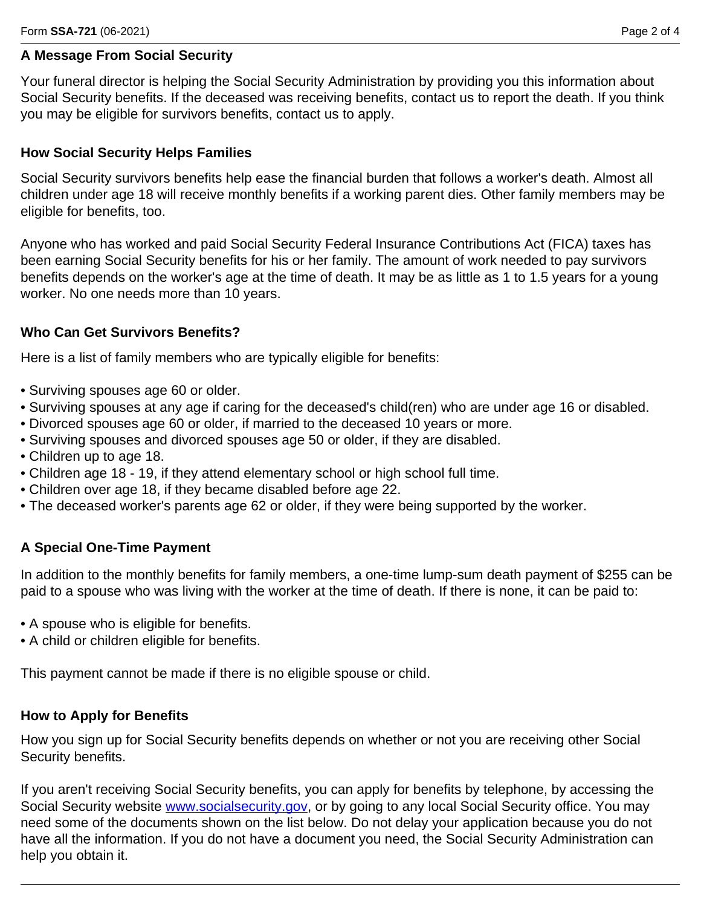## A Message From Social Security

Your funeral director is helping the Social Security Administration by providing you this information about Social Security benefits. If the deceased was receiving benefits, contact us to report the death. If you think you may be eligible for survivors benefits, contact us to apply.

## How Social Security Helps Families

Social Security survivors benefits help ease the financial burden that follows a worker's death. Almost all children under age 18 will receive monthly benefits if a working parent dies. Other family members may be eligible for benefits, too.

Anyone who has worked and paid Social Security Federal Insurance Contributions Act (FICA) taxes has been earning Social Security benefits for his or her family. The amount of work needed to pay survivors benefits depends on the worker's age at the time of death. It may be as little as 1 to 1.5 years for a young worker. No one needs more than 10 years.

## Who Can Get Survivors Benefits?

Here is a list of family members who are typically eligible for benefits:

- Surviving spouses age 60 or older.
- Surviving spouses at any age if caring for the deceased's child(ren) who are under age 16 or disabled.
- Divorced spouses age 60 or older, if married to the deceased 10 years or more.
- Surviving spouses and divorced spouses age 50 or older, if they are disabled.
- Children up to age 18.
- Children age 18 - 19, if they attend elementary school or high school full time.
- Children over age 18, if they became disabled before age 22.
- The deceased worker's parents age 62 or older, if they were being supported by the worker.

## A Special One-Time Payment

In addition to the monthly benefits for family members, a one-time lump-sum death payment of $255 can be paid to a spouse who was living with the worker at the time of death. If there is none, it can be paid to:

- A spouse who is eligible for benefits.
- A child or children eligible for benefits.

This payment cannot be made if there is no eligible spouse or child.

## How to Apply for Benefits

How you sign up for Social Security benefits depends on whether or not you are receiving other Social Security benefits.

If you aren't receiving Social Security benefits, you can apply for benefits by telephone, by accessing the Social Security website www.socialsecurity.gov, or by going to any local Social Security office. You may need some of the documents shown on the list below. Do not delay your application because you do not have all the information. If you do not have a document you need, the Social Security Administration can help you obtain it.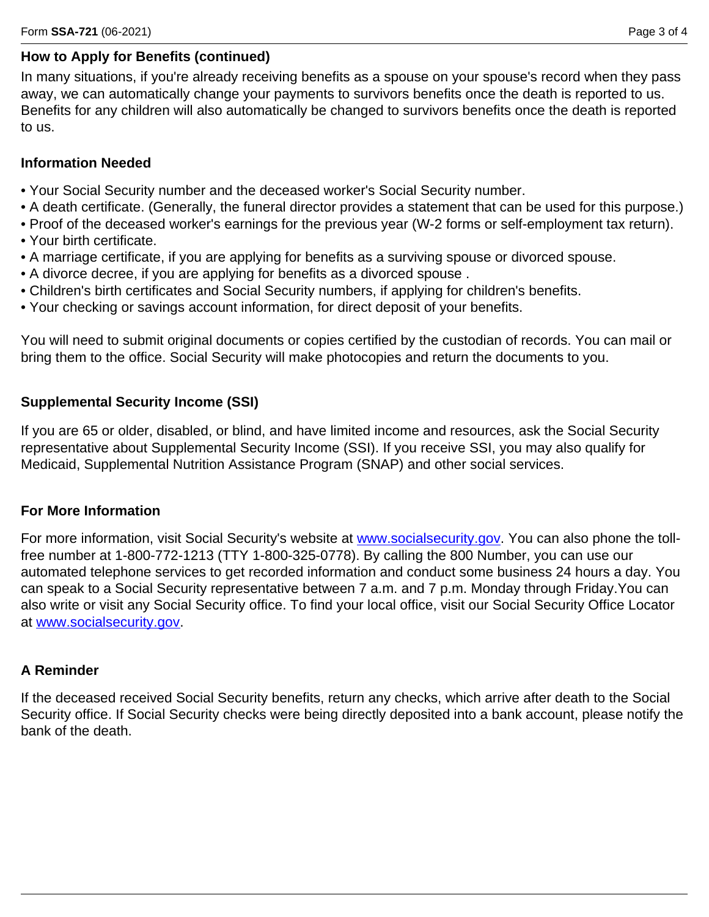## How to Apply for Benefits (continued)

In many situations, if you're already receiving benefits as a spouse on your spouse's record when they pass away, we can automatically change your payments to survivors benefits once the death is reported to us. Benefits for any children will also automatically be changed to survivors benefits once the death is reported to us.

## Information Needed

- Your Social Security number and the deceased worker's Social Security number.
- A death certificate. (Generally, the funeral director provides a statement that can be used for this purpose.)
- Proof of the deceased worker's earnings for the previous year (W-2 forms or self-employment tax return).
- Your birth certificate.
- A marriage certificate, if you are applying for benefits as a surviving spouse or divorced spouse.
- A divorce decree, if you are applying for benefits as a divorced spouse .
- Children's birth certificates and Social Security numbers, if applying for children's benefits.
- Your checking or savings account information, for direct deposit of your benefits.

You will need to submit original documents or copies certified by the custodian of records. You can mail or bring them to the office. Social Security will make photocopies and return the documents to you.

## Supplemental Security Income (SSI)

If you are 65 or older, disabled, or blind, and have limited income and resources, ask the Social Security representative about Supplemental Security Income (SSI). If you receive SSI, you may also qualify for Medicaid, Supplemental Nutrition Assistance Program (SNAP) and other social services.

## For More Information

For more information, visit Social Security's website at [www.socialsecurity.gov](www.socialsecurity.gov). You can also phone the toll-free number at 1-800-772-1213 (TTY 1-800-325-0778). By calling the 800 Number, you can use our automated telephone services to get recorded information and conduct some business 24 hours a day. You can speak to a Social Security representative between 7 a.m. and 7 p.m. Monday through Friday.You can also write or visit any Social Security office. To find your local office, visit our Social Security Office Locator at [www.socialsecurity.gov](www.socialsecurity.gov).

## A Reminder

If the deceased received Social Security benefits, return any checks, which arrive after death to the Social Security office. If Social Security checks were being directly deposited into a bank account, please notify the bank of the death.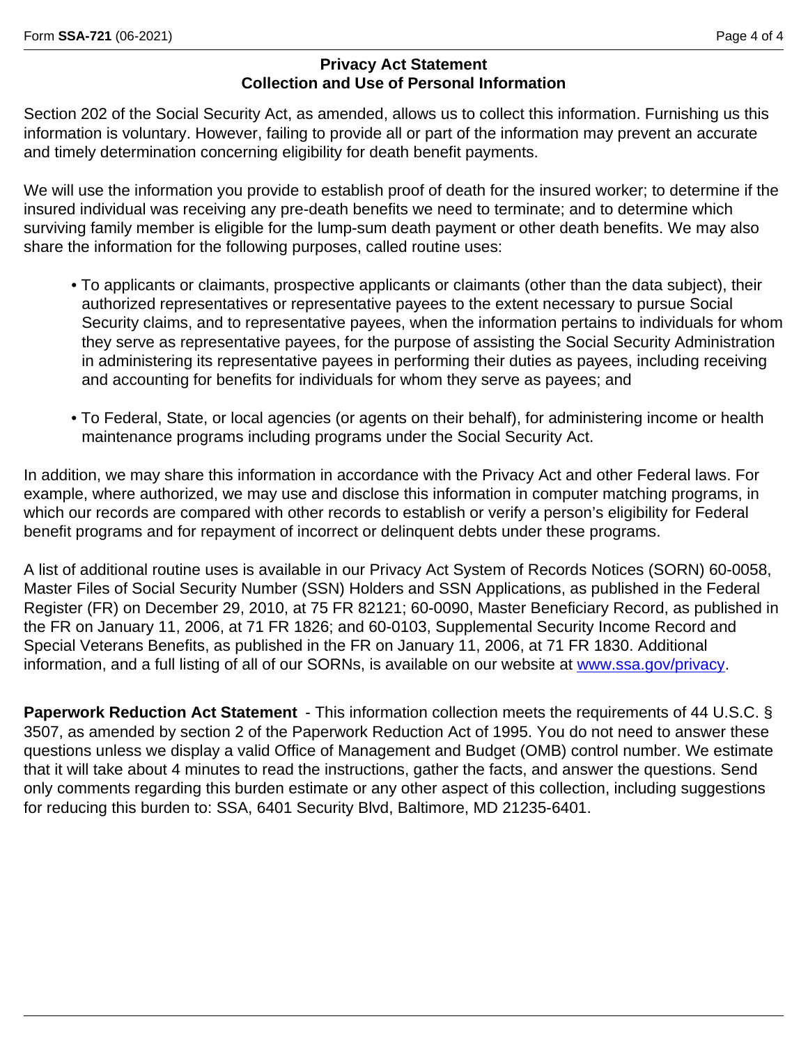## Privacy Act Statement
## Collection and Use of Personal Information

Section 202 of the Social Security Act, as amended, allows us to collect this information. Furnishing us this information is voluntary. However, failing to provide all or part of the information may prevent an accurate and timely determination concerning eligibility for death benefit payments.

We will use the information you provide to establish proof of death for the insured worker; to determine if the insured individual was receiving any pre-death benefits we need to terminate; and to determine which surviving family member is eligible for the lump-sum death payment or other death benefits. We may also share the information for the following purposes, called routine uses:

- To applicants or claimants, prospective applicants or claimants (other than the data subject), their authorized representatives or representative payees to the extent necessary to pursue Social Security claims, and to representative payees, when the information pertains to individuals for whom they serve as representative payees, for the purpose of assisting the Social Security Administration in administering its representative payees in performing their duties as payees, including receiving and accounting for benefits for individuals for whom they serve as payees; and

- To Federal, State, or local agencies (or agents on their behalf), for administering income or health maintenance programs including programs under the Social Security Act.

In addition, we may share this information in accordance with the Privacy Act and other Federal laws. For example, where authorized, we may use and disclose this information in computer matching programs, in which our records are compared with other records to establish or verify a person's eligibility for Federal benefit programs and for repayment of incorrect or delinquent debts under these programs.

A list of additional routine uses is available in our Privacy Act System of Records Notices (SORN) 60-0058, Master Files of Social Security Number (SSN) Holders and SSN Applications, as published in the Federal Register (FR) on December 29, 2010, at 75 FR 82121; 60-0090, Master Beneficiary Record, as published in the FR on January 11, 2006, at 71 FR 1826; and 60-0103, Supplemental Security Income Record and Special Veterans Benefits, as published in the FR on January 11, 2006, at 71 FR 1830. Additional information, and a full listing of all of our SORNs, is available on our website at www.ssa.gov/privacy.

**Paperwork Reduction Act Statement** - This information collection meets the requirements of 44 U.S.C. § 3507, as amended by section 2 of the Paperwork Reduction Act of 1995. You do not need to answer these questions unless we display a valid Office of Management and Budget (OMB) control number. We estimate that it will take about 4 minutes to read the instructions, gather the facts, and answer the questions. Send only comments regarding this burden estimate or any other aspect of this collection, including suggestions for reducing this burden to: SSA, 6401 Security Blvd, Baltimore, MD 21235-6401.